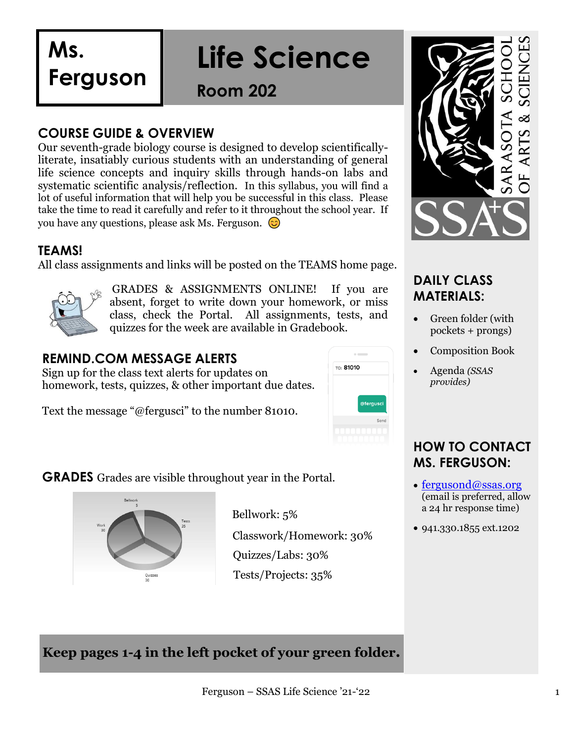# Ms. Ferguson

# Life Science

## Room 202

## COURSE GUIDE & OVERVIEW

Our seventh-grade biology course is designed to develop scientifically-literate, insatiably curious students with an understanding of general life science concepts and inquiry skills through hands-on labs and systematic scientific analysis/reflection. In this syllabus, you will find a lot of useful information that will help you be successful in this class. Please take the time to read it carefully and refer to it throughout the school year. If you have any questions, please ask Ms. Ferguson. 😊

## TEAMS!

All class assignments and links will be posted on the TEAMS home page.

GRADES & ASSIGNMENTS ONLINE! If you are absent, forget to write down your homework, or miss class, check the Portal. All assignments, tests, and quizzes for the week are available in Gradebook.

## REMIND.COM MESSAGE ALERTS

Sign up for the class text alerts for updates on homework, tests, quizzes, & other important due dates.

Text the message "@fergusci" to the number 81010.

## GRADES

Grades are visible throughout year in the Portal.

Bellwork: 5%

Classwork/Homework: 30%

Quizzes/Labs: 30%

Tests/Projects: 35%

**Keep pages 1-4 in the left pocket of your green folder.**

## DAILY CLASS MATERIALS:

- Green folder (with pockets + prongs)
- Composition Book
- Agenda *(SSAS provides)*

## HOW TO CONTACT MS. FERGUSON:

- fergusond@ssas.org (email is preferred, allow a 24 hr response time)
- 941.330.1855 ext.1202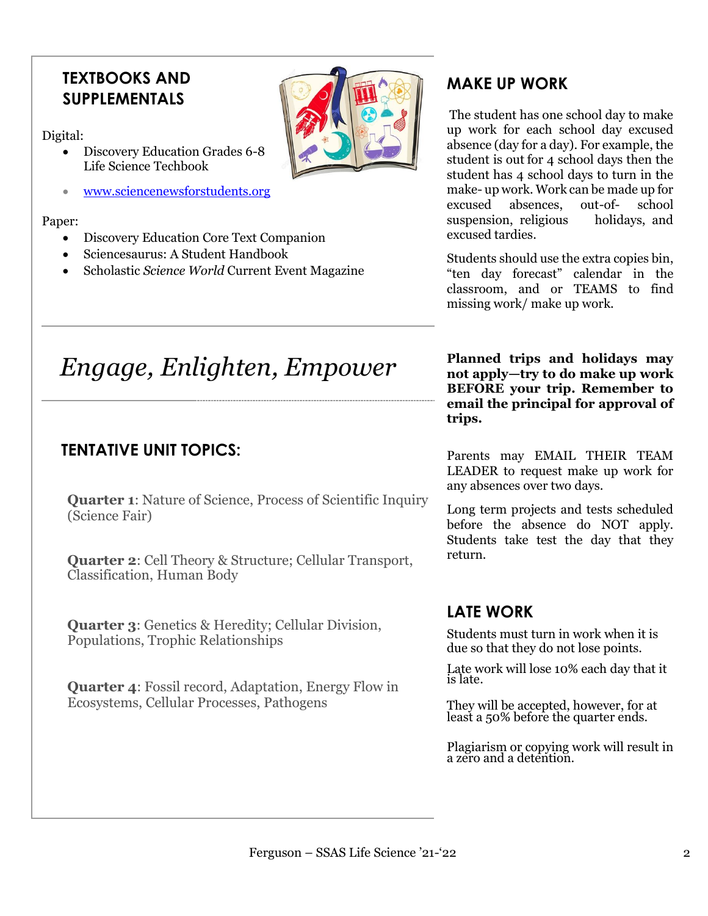## TEXTBOOKS AND SUPPLEMENTALS

Digital:

- Discovery Education Grades 6-8 Life Science Techbook
- www.sciencenewsforstudents.org

Paper:

- Discovery Education Core Text Companion
- Sciencesaurus: A Student Handbook
- Scholastic *Science World* Current Event Magazine

# *Engage, Enlighten, Empower*

## TENTATIVE UNIT TOPICS:

**Quarter 1**: Nature of Science, Process of Scientific Inquiry (Science Fair)

**Quarter 2**: Cell Theory & Structure; Cellular Transport, Classification, Human Body

**Quarter 3**: Genetics & Heredity; Cellular Division, Populations, Trophic Relationships

**Quarter 4**: Fossil record, Adaptation, Energy Flow in Ecosystems, Cellular Processes, Pathogens

## MAKE UP WORK

The student has one school day to make up work for each school day excused absence (day for a day). For example, the student is out for 4 school days then the student has 4 school days to turn in the make- up work. Work can be made up for excused absences, out-of- school suspension, religious holidays, and excused tardies.

Students should use the extra copies bin, "ten day forecast" calendar in the classroom, and or TEAMS to find missing work/ make up work.

**Planned trips and holidays may not apply—try to do make up work BEFORE your trip. Remember to email the principal for approval of trips.**

Parents may EMAIL THEIR TEAM LEADER to request make up work for any absences over two days.

Long term projects and tests scheduled before the absence do NOT apply. Students take test the day that they return.

## LATE WORK

Students must turn in work when it is due so that they do not lose points.

Late work will lose 10% each day that it is late.

They will be accepted, however, for at least a 50% before the quarter ends.

Plagiarism or copying work will result in a zero and a detention.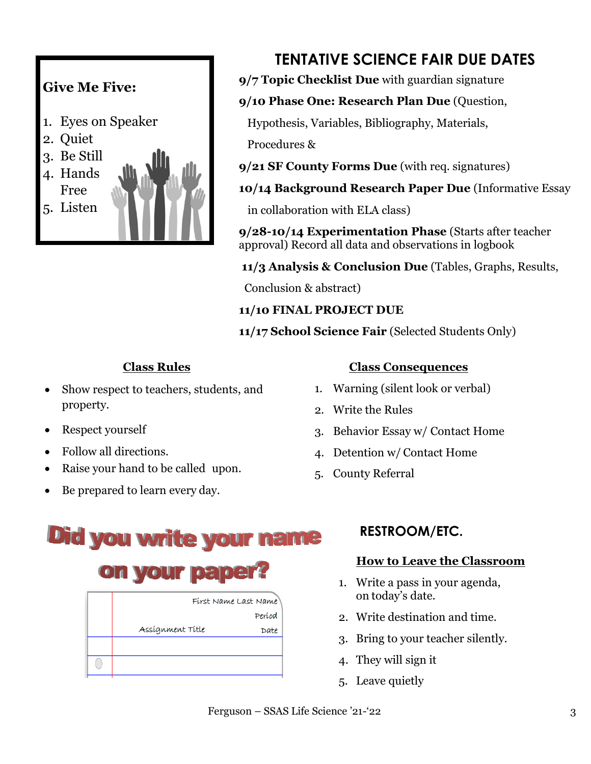**Give Me Five:**

1. Eyes on Speaker
2. Quiet
3. Be Still
4. Hands Free
5. Listen

## TENTATIVE SCIENCE FAIR DUE DATES

**9/7 Topic Checklist Due** with guardian signature

**9/10 Phase One: Research Plan Due** (Question, Hypothesis, Variables, Bibliography, Materials, Procedures &

**9/21 SF County Forms Due** (with req. signatures)

**10/14 Background Research Paper Due** (Informative Essay in collaboration with ELA class)

**9/28-10/14 Experimentation Phase** (Starts after teacher approval) Record all data and observations in logbook

**11/3 Analysis & Conclusion Due** (Tables, Graphs, Results, Conclusion & abstract)

**11/10 FINAL PROJECT DUE**

**11/17 School Science Fair** (Selected Students Only)

### Class Rules

- Show respect to teachers, students, and property.
- Respect yourself
- Follow all directions.
- Raise your hand to be called upon.
- Be prepared to learn every day.

### Class Consequences

1. Warning (silent look or verbal)
2. Write the Rules
3. Behavior Essay w/ Contact Home
4. Detention w/ Contact Home
5. County Referral

**Did you write your name on your paper?**

First Name Last Name
Period
Assignment Title Date

## RESTROOM/ETC.

### How to Leave the Classroom

1. Write a pass in your agenda, on today's date.
2. Write destination and time.
3. Bring to your teacher silently.
4. They will sign it
5. Leave quietly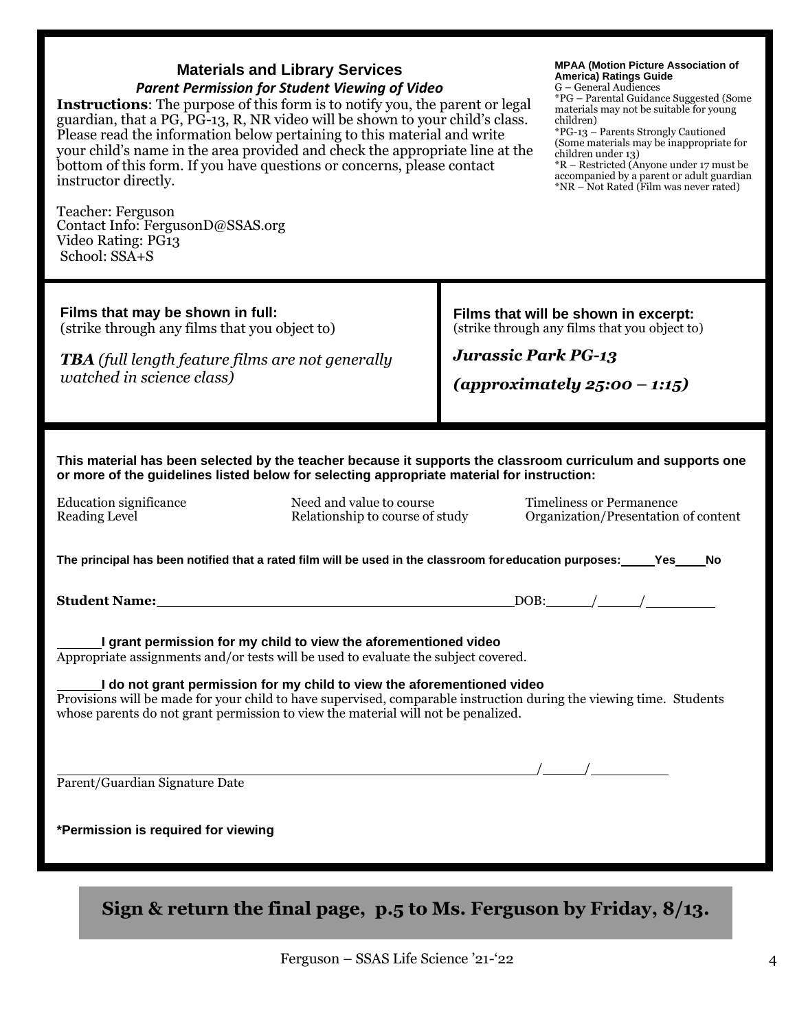## Materials and Library Services

***Parent Permission for Student Viewing of Video***

**Instructions**: The purpose of this form is to notify you, the parent or legal guardian, that a PG, PG-13, R, NR video will be shown to your child's class. Please read the information below pertaining to this material and write your child's name in the area provided and check the appropriate line at the bottom of this form. If you have questions or concerns, please contact instructor directly.

Teacher: Ferguson
Contact Info: FergusonD@SSAS.org
Video Rating: PG13
School: SSA+S

**MPAA (Motion Picture Association of America) Ratings Guide**
G – General Audiences
*PG – Parental Guidance Suggested (Some materials may not be suitable for young children)
*PG-13 – Parents Strongly Cautioned (Some materials may be inappropriate for children under 13)
*R – Restricted (Anyone under 17 must be accompanied by a parent or adult guardian
*NR – Not Rated (Film was never rated)

**Films that may be shown in full:**
(strike through any films that you object to)

***TBA** (full length feature films are not generally watched in science class)*

**Films that will be shown in excerpt:**
(strike through any films that you object to)

***Jurassic Park PG-13***

***(approximately 25:00 – 1:15)***

**This material has been selected by the teacher because it supports the classroom curriculum and supports one or more of the guidelines listed below for selecting appropriate material for instruction:**

| | | |
|---|---|---|
| Education significance | Need and value to course | Timeliness or Permanence |
| Reading Level | Relationship to course of study | Organization/Presentation of content |

**The principal has been notified that a rated film will be used in the classroom for education purposes: _____Yes____No**

**Student Name:** _______________________________________ DOB: ______/_____/________

_____**I grant permission for my child to view the aforementioned video**
Appropriate assignments and/or tests will be used to evaluate the subject covered.

_____**I do not grant permission for my child to view the aforementioned video**
Provisions will be made for your child to have supervised, comparable instruction during the viewing time. Students whose parents do not grant permission to view the material will not be penalized.

_______________________________________________________ /_____/_________
Parent/Guardian Signature Date

**\*Permission is required for viewing**

**Sign & return the final page, p.5 to Ms. Ferguson by Friday, 8/13.**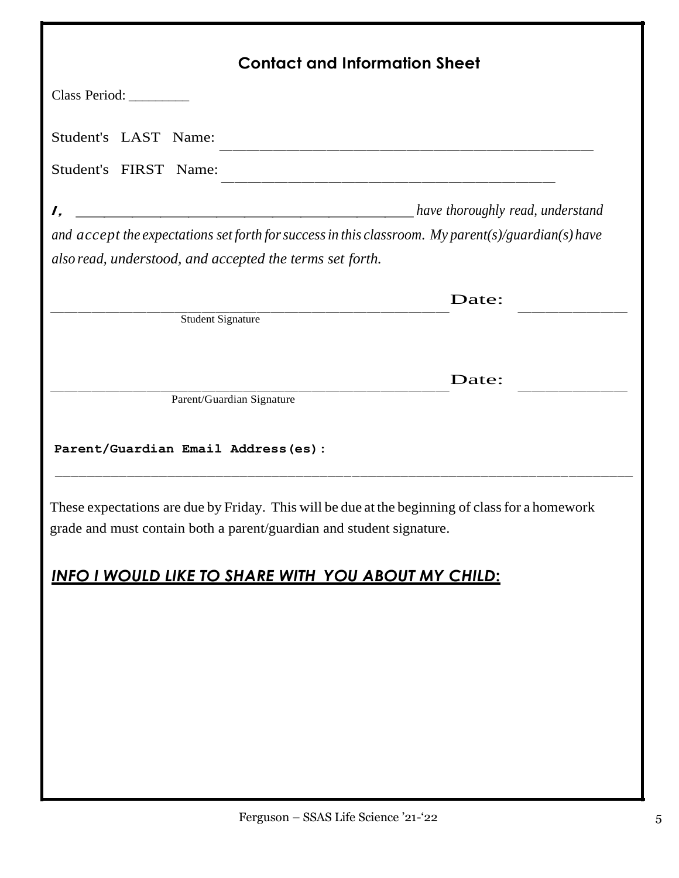## Contact and Information Sheet

Class Period: ________

Student's LAST Name: ______________________________________________

Student's FIRST Name: ________________________________________

*I, ________________________________________ have thoroughly read, understand and accept the expectations set forth for success in this classroom. My parent(s)/guardian(s) have also read, understood, and accepted the terms set forth.*

_______________________________________________ Date: ____________

Student Signature

_______________________________________________ Date: ____________

Parent/Guardian Signature

**Parent/Guardian Email Address(es):**

______________________________________________________________________

These expectations are due by Friday. This will be due at the beginning of class for a homework grade and must contain both a parent/guardian and student signature.

### ***INFO I WOULD LIKE TO SHARE WITH YOU ABOUT MY CHILD:***

Ferguson – SSAS Life Science '21-'22